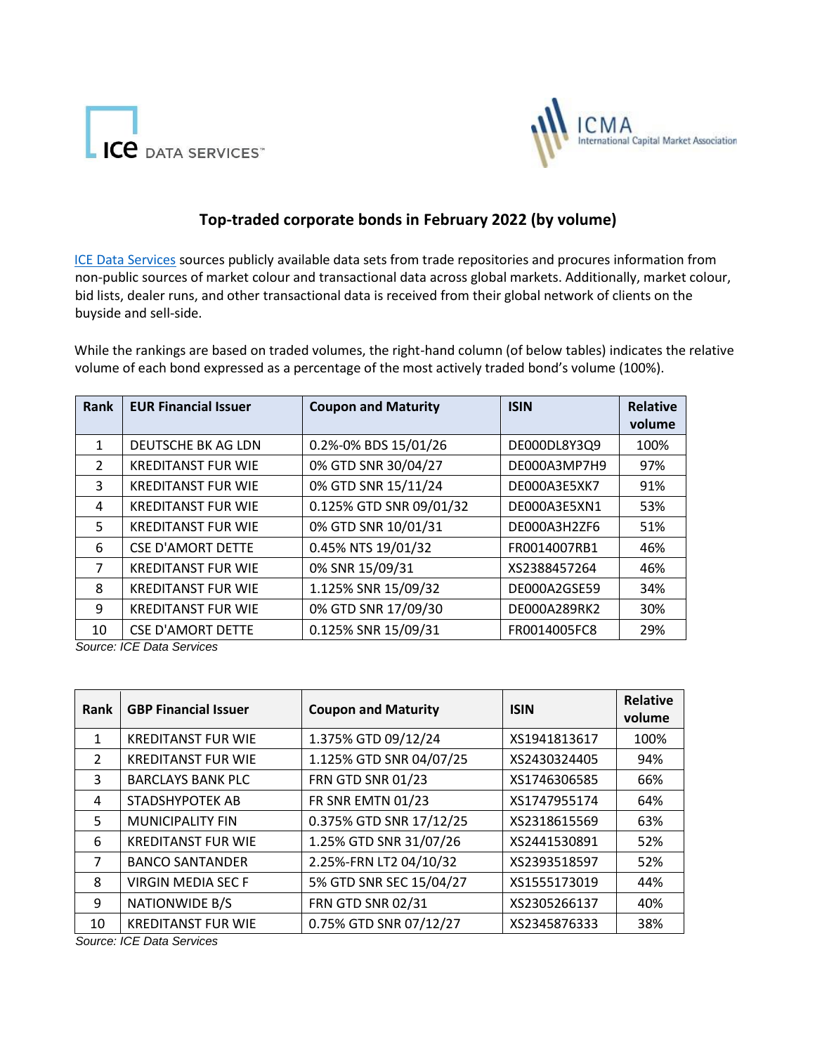# Top-traded corporate bonds in February 2022 (by volume)

ICE Data Services sources publicly available data sets from trade repositories and procures information from non-public sources of market colour and transactional data across global markets. Additionally, market colour, bid lists, dealer runs, and other transactional data is received from their global network of clients on the buyside and sell-side.

While the rankings are based on traded volumes, the right-hand column (of below tables) indicates the relative volume of each bond expressed as a percentage of the most actively traded bond's volume (100%).

| Rank | EUR Financial Issuer | Coupon and Maturity | ISIN | Relative volume |
|---|---|---|---|---|
| 1 | DEUTSCHE BK AG LDN | 0.2%-0% BDS 15/01/26 | DE000DL8Y3Q9 | 100% |
| 2 | KREDITANST FUR WIE | 0% GTD SNR 30/04/27 | DE000A3MP7H9 | 97% |
| 3 | KREDITANST FUR WIE | 0% GTD SNR 15/11/24 | DE000A3E5XK7 | 91% |
| 4 | KREDITANST FUR WIE | 0.125% GTD SNR 09/01/32 | DE000A3E5XN1 | 53% |
| 5 | KREDITANST FUR WIE | 0% GTD SNR 10/01/31 | DE000A3H2ZF6 | 51% |
| 6 | CSE D'AMORT DETTE | 0.45% NTS 19/01/32 | FR0014007RB1 | 46% |
| 7 | KREDITANST FUR WIE | 0% SNR 15/09/31 | XS2388457264 | 46% |
| 8 | KREDITANST FUR WIE | 1.125% SNR 15/09/32 | DE000A2GSE59 | 34% |
| 9 | KREDITANST FUR WIE | 0% GTD SNR 17/09/30 | DE000A289RK2 | 30% |
| 10 | CSE D'AMORT DETTE | 0.125% SNR 15/09/31 | FR0014005FC8 | 29% |

*Source: ICE Data Services*

| Rank | GBP Financial Issuer | Coupon and Maturity | ISIN | Relative volume |
|---|---|---|---|---|
| 1 | KREDITANST FUR WIE | 1.375% GTD 09/12/24 | XS1941813617 | 100% |
| 2 | KREDITANST FUR WIE | 1.125% GTD SNR 04/07/25 | XS2430324405 | 94% |
| 3 | BARCLAYS BANK PLC | FRN GTD SNR 01/23 | XS1746306585 | 66% |
| 4 | STADSHYPOTEK AB | FR SNR EMTN 01/23 | XS1747955174 | 64% |
| 5 | MUNICIPALITY FIN | 0.375% GTD SNR 17/12/25 | XS2318615569 | 63% |
| 6 | KREDITANST FUR WIE | 1.25% GTD SNR 31/07/26 | XS2441530891 | 52% |
| 7 | BANCO SANTANDER | 2.25%-FRN LT2 04/10/32 | XS2393518597 | 52% |
| 8 | VIRGIN MEDIA SEC F | 5% GTD SNR SEC 15/04/27 | XS1555173019 | 44% |
| 9 | NATIONWIDE B/S | FRN GTD SNR 02/31 | XS2305266137 | 40% |
| 10 | KREDITANST FUR WIE | 0.75% GTD SNR 07/12/27 | XS2345876333 | 38% |

*Source: ICE Data Services*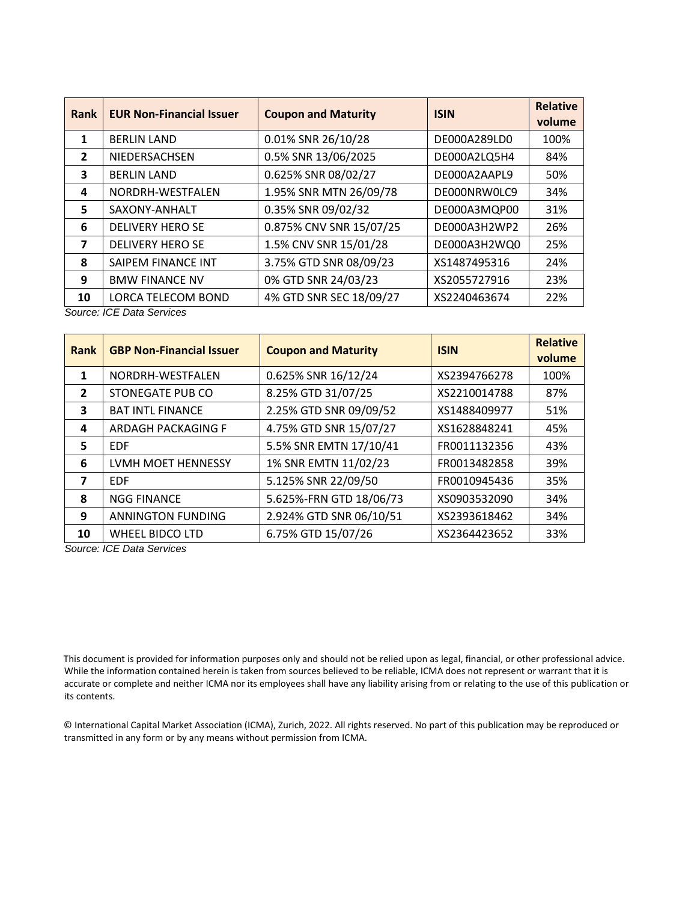| Rank | EUR Non-Financial Issuer | Coupon and Maturity | ISIN | Relative volume |
|---|---|---|---|---|
| 1 | BERLIN LAND | 0.01% SNR 26/10/28 | DE000A289LD0 | 100% |
| 2 | NIEDERSACHSEN | 0.5% SNR 13/06/2025 | DE000A2LQ5H4 | 84% |
| 3 | BERLIN LAND | 0.625% SNR 08/02/27 | DE000A2AAPL9 | 50% |
| 4 | NORDRH-WESTFALEN | 1.95% SNR MTN 26/09/78 | DE000NRW0LC9 | 34% |
| 5 | SAXONY-ANHALT | 0.35% SNR 09/02/32 | DE000A3MQP00 | 31% |
| 6 | DELIVERY HERO SE | 0.875% CNV SNR 15/07/25 | DE000A3H2WP2 | 26% |
| 7 | DELIVERY HERO SE | 1.5% CNV SNR 15/01/28 | DE000A3H2WQ0 | 25% |
| 8 | SAIPEM FINANCE INT | 3.75% GTD SNR 08/09/23 | XS1487495316 | 24% |
| 9 | BMW FINANCE NV | 0% GTD SNR 24/03/23 | XS2055727916 | 23% |
| 10 | LORCA TELECOM BOND | 4% GTD SNR SEC 18/09/27 | XS2240463674 | 22% |

*Source: ICE Data Services*

| Rank | GBP Non-Financial Issuer | Coupon and Maturity | ISIN | Relative volume |
|---|---|---|---|---|
| 1 | NORDRH-WESTFALEN | 0.625% SNR 16/12/24 | XS2394766278 | 100% |
| 2 | STONEGATE PUB CO | 8.25% GTD 31/07/25 | XS2210014788 | 87% |
| 3 | BAT INTL FINANCE | 2.25% GTD SNR 09/09/52 | XS1488409977 | 51% |
| 4 | ARDAGH PACKAGING F | 4.75% GTD SNR 15/07/27 | XS1628848241 | 45% |
| 5 | EDF | 5.5% SNR EMTN 17/10/41 | FR0011132356 | 43% |
| 6 | LVMH MOET HENNESSY | 1% SNR EMTN 11/02/23 | FR0013482858 | 39% |
| 7 | EDF | 5.125% SNR 22/09/50 | FR0010945436 | 35% |
| 8 | NGG FINANCE | 5.625%-FRN GTD 18/06/73 | XS0903532090 | 34% |
| 9 | ANNINGTON FUNDING | 2.924% GTD SNR 06/10/51 | XS2393618462 | 34% |
| 10 | WHEEL BIDCO LTD | 6.75% GTD 15/07/26 | XS2364423652 | 33% |

*Source: ICE Data Services*

This document is provided for information purposes only and should not be relied upon as legal, financial, or other professional advice. While the information contained herein is taken from sources believed to be reliable, ICMA does not represent or warrant that it is accurate or complete and neither ICMA nor its employees shall have any liability arising from or relating to the use of this publication or its contents.

© International Capital Market Association (ICMA), Zurich, 2022. All rights reserved. No part of this publication may be reproduced or transmitted in any form or by any means without permission from ICMA.